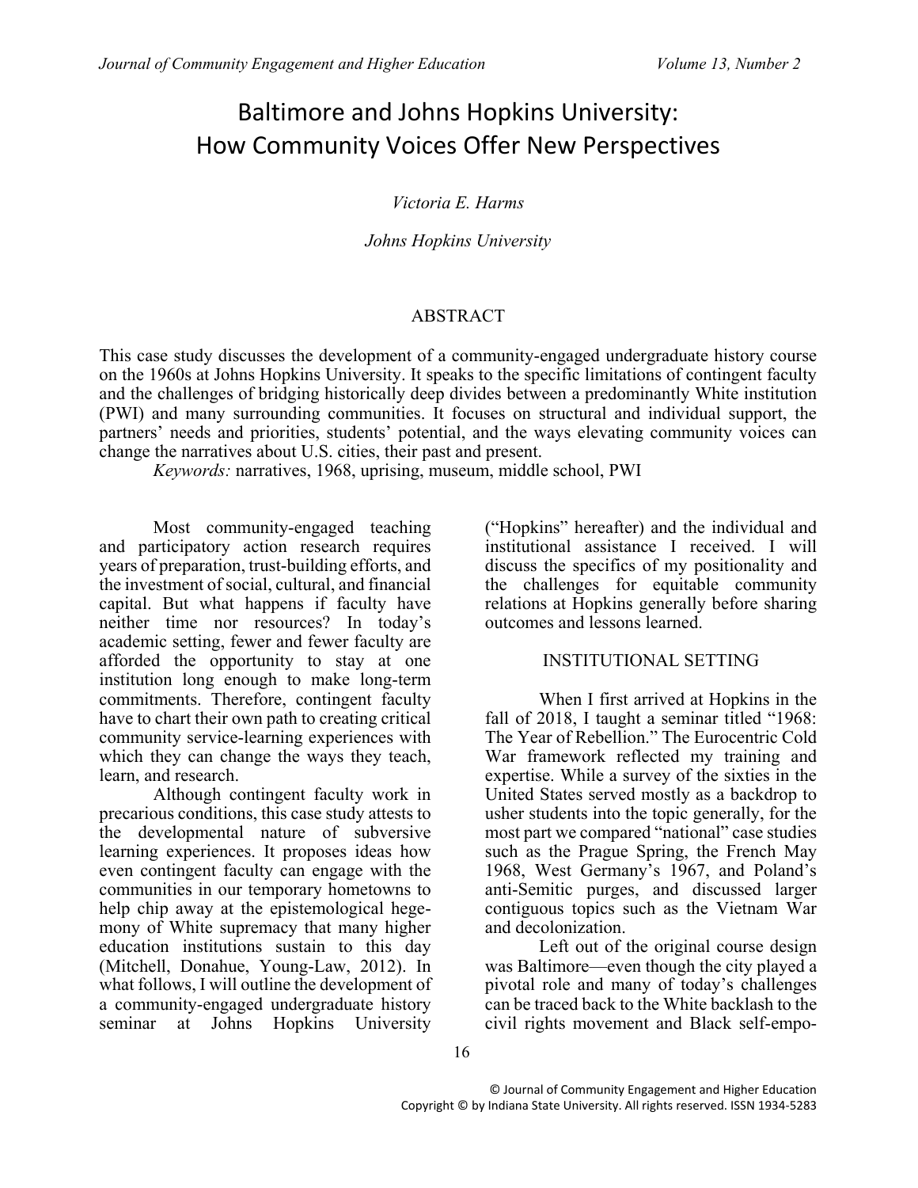# Baltimore and Johns Hopkins University: How Community Voices Offer New Perspectives

*Victoria E. Harms*

*Johns Hopkins University*

## ABSTRACT

This case study discusses the development of a community-engaged undergraduate history course on the 1960s at Johns Hopkins University. It speaks to the specific limitations of contingent faculty and the challenges of bridging historically deep divides between a predominantly White institution (PWI) and many surrounding communities. It focuses on structural and individual support, the partners' needs and priorities, students' potential, and the ways elevating community voices can change the narratives about U.S. cities, their past and present.

*Keywords:* narratives, 1968, uprising, museum, middle school, PWI

Most community-engaged teaching and participatory action research requires years of preparation, trust-building efforts, and the investment of social, cultural, and financial capital. But what happens if faculty have neither time nor resources? In today's academic setting, fewer and fewer faculty are afforded the opportunity to stay at one institution long enough to make long-term commitments. Therefore, contingent faculty have to chart their own path to creating critical community service-learning experiences with which they can change the ways they teach, learn, and research.

Although contingent faculty work in precarious conditions, this case study attests to the developmental nature of subversive learning experiences. It proposes ideas how even contingent faculty can engage with the communities in our temporary hometowns to help chip away at the epistemological hegemony of White supremacy that many higher education institutions sustain to this day (Mitchell, Donahue, Young-Law, 2012). In what follows, I will outline the development of a community-engaged undergraduate history seminar at Johns Hopkins University ("Hopkins" hereafter) and the individual and institutional assistance I received. I will discuss the specifics of my positionality and the challenges for equitable community relations at Hopkins generally before sharing outcomes and lessons learned.

## INSTITUTIONAL SETTING

When I first arrived at Hopkins in the fall of 2018, I taught a seminar titled "1968: The Year of Rebellion." The Eurocentric Cold War framework reflected my training and expertise. While a survey of the sixties in the United States served mostly as a backdrop to usher students into the topic generally, for the most part we compared "national" case studies such as the Prague Spring, the French May 1968, West Germany's 1967, and Poland's anti-Semitic purges, and discussed larger contiguous topics such as the Vietnam War and decolonization.

Left out of the original course design was Baltimore—even though the city played a pivotal role and many of today's challenges can be traced back to the White backlash to the civil rights movement and Black self-empo-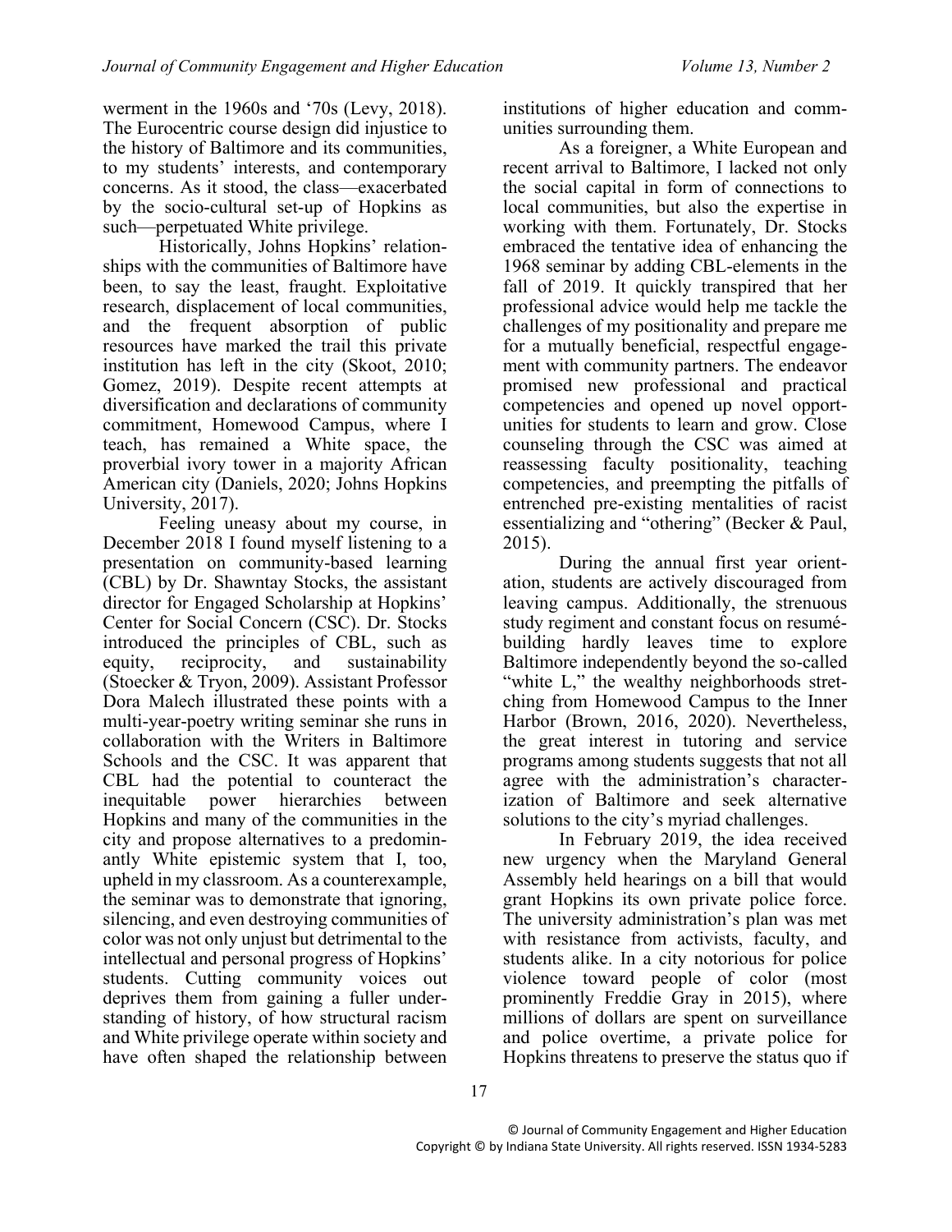werment in the 1960s and '70s (Levy, 2018). The Eurocentric course design did injustice to the history of Baltimore and its communities, to my students' interests, and contemporary concerns. As it stood, the class—exacerbated by the socio-cultural set-up of Hopkins as such—perpetuated White privilege.

Historically, Johns Hopkins' relationships with the communities of Baltimore have been, to say the least, fraught. Exploitative research, displacement of local communities, and the frequent absorption of public resources have marked the trail this private institution has left in the city (Skoot, 2010; Gomez, 2019). Despite recent attempts at diversification and declarations of community commitment, Homewood Campus, where I teach, has remained a White space, the proverbial ivory tower in a majority African American city (Daniels, 2020; Johns Hopkins University, 2017).

Feeling uneasy about my course, in December 2018 I found myself listening to a presentation on community-based learning (CBL) by Dr. Shawntay Stocks, the assistant director for Engaged Scholarship at Hopkins' Center for Social Concern (CSC). Dr. Stocks introduced the principles of CBL, such as equity, reciprocity, and sustainability (Stoecker & Tryon, 2009). Assistant Professor Dora Malech illustrated these points with a multi-year-poetry writing seminar she runs in collaboration with the Writers in Baltimore Schools and the CSC. It was apparent that CBL had the potential to counteract the inequitable power hierarchies between Hopkins and many of the communities in the city and propose alternatives to a predominantly White epistemic system that I, too, upheld in my classroom. As a counterexample, the seminar was to demonstrate that ignoring, silencing, and even destroying communities of color was not only unjust but detrimental to the intellectual and personal progress of Hopkins' students. Cutting community voices out deprives them from gaining a fuller understanding of history, of how structural racism and White privilege operate within society and have often shaped the relationship between institutions of higher education and communities surrounding them.

As a foreigner, a White European and recent arrival to Baltimore, I lacked not only the social capital in form of connections to local communities, but also the expertise in working with them. Fortunately, Dr. Stocks embraced the tentative idea of enhancing the 1968 seminar by adding CBL-elements in the fall of 2019. It quickly transpired that her professional advice would help me tackle the challenges of my positionality and prepare me for a mutually beneficial, respectful engagement with community partners. The endeavor promised new professional and practical competencies and opened up novel opportunities for students to learn and grow. Close counseling through the CSC was aimed at reassessing faculty positionality, teaching competencies, and preempting the pitfalls of entrenched pre-existing mentalities of racist essentializing and "othering" (Becker & Paul, 2015).

During the annual first year orientation, students are actively discouraged from leaving campus. Additionally, the strenuous study regiment and constant focus on resumé-building hardly leaves time to explore Baltimore independently beyond the so-called "white L," the wealthy neighborhoods stretching from Homewood Campus to the Inner Harbor (Brown, 2016, 2020). Nevertheless, the great interest in tutoring and service programs among students suggests that not all agree with the administration's characterization of Baltimore and seek alternative solutions to the city's myriad challenges.

In February 2019, the idea received new urgency when the Maryland General Assembly held hearings on a bill that would grant Hopkins its own private police force. The university administration's plan was met with resistance from activists, faculty, and students alike. In a city notorious for police violence toward people of color (most prominently Freddie Gray in 2015), where millions of dollars are spent on surveillance and police overtime, a private police for Hopkins threatens to preserve the status quo if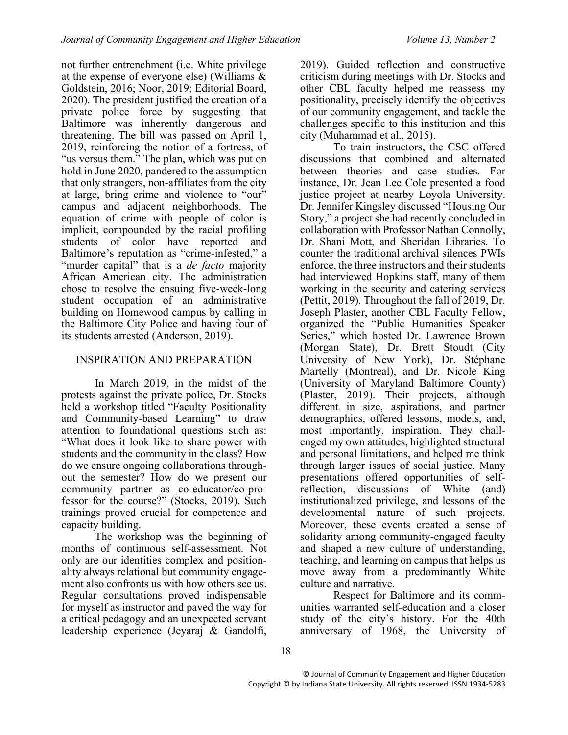not further entrenchment (i.e. White privilege at the expense of everyone else) (Williams & Goldstein, 2016; Noor, 2019; Editorial Board, 2020). The president justified the creation of a private police force by suggesting that Baltimore was inherently dangerous and threatening. The bill was passed on April 1, 2019, reinforcing the notion of a fortress, of "us versus them." The plan, which was put on hold in June 2020, pandered to the assumption that only strangers, non-affiliates from the city at large, bring crime and violence to "our" campus and adjacent neighborhoods. The equation of crime with people of color is implicit, compounded by the racial profiling students of color have reported and Baltimore's reputation as "crime-infested," a "murder capital" that is a *de facto* majority African American city. The administration chose to resolve the ensuing five-week-long student occupation of an administrative building on Homewood campus by calling in the Baltimore City Police and having four of its students arrested (Anderson, 2019).

## INSPIRATION AND PREPARATION

In March 2019, in the midst of the protests against the private police, Dr. Stocks held a workshop titled "Faculty Positionality and Community-based Learning" to draw attention to foundational questions such as: "What does it look like to share power with students and the community in the class? How do we ensure ongoing collaborations throughout the semester? How do we present our community partner as co-educator/co-professor for the course?" (Stocks, 2019). Such trainings proved crucial for competence and capacity building.

The workshop was the beginning of months of continuous self-assessment. Not only are our identities complex and positionality always relational but community engagement also confronts us with how others see us. Regular consultations proved indispensable for myself as instructor and paved the way for a critical pedagogy and an unexpected servant leadership experience (Jeyaraj & Gandolfi, 2019). Guided reflection and constructive criticism during meetings with Dr. Stocks and other CBL faculty helped me reassess my positionality, precisely identify the objectives of our community engagement, and tackle the challenges specific to this institution and this city (Muhammad et al., 2015).

To train instructors, the CSC offered discussions that combined and alternated between theories and case studies. For instance, Dr. Jean Lee Cole presented a food justice project at nearby Loyola University. Dr. Jennifer Kingsley discussed "Housing Our Story," a project she had recently concluded in collaboration with Professor Nathan Connolly, Dr. Shani Mott, and Sheridan Libraries. To counter the traditional archival silences PWIs enforce, the three instructors and their students had interviewed Hopkins staff, many of them working in the security and catering services (Pettit, 2019). Throughout the fall of 2019, Dr. Joseph Plaster, another CBL Faculty Fellow, organized the "Public Humanities Speaker Series," which hosted Dr. Lawrence Brown (Morgan State), Dr. Brett Stoudt (City University of New York), Dr. Stéphane Martelly (Montreal), and Dr. Nicole King (University of Maryland Baltimore County) (Plaster, 2019). Their projects, although different in size, aspirations, and partner demographics, offered lessons, models, and, most importantly, inspiration. They challenged my own attitudes, highlighted structural and personal limitations, and helped me think through larger issues of social justice. Many presentations offered opportunities of self-reflection, discussions of White (and) institutionalized privilege, and lessons of the developmental nature of such projects. Moreover, these events created a sense of solidarity among community-engaged faculty and shaped a new culture of understanding, teaching, and learning on campus that helps us move away from a predominantly White culture and narrative.

Respect for Baltimore and its communities warranted self-education and a closer study of the city's history. For the 40th anniversary of 1968, the University of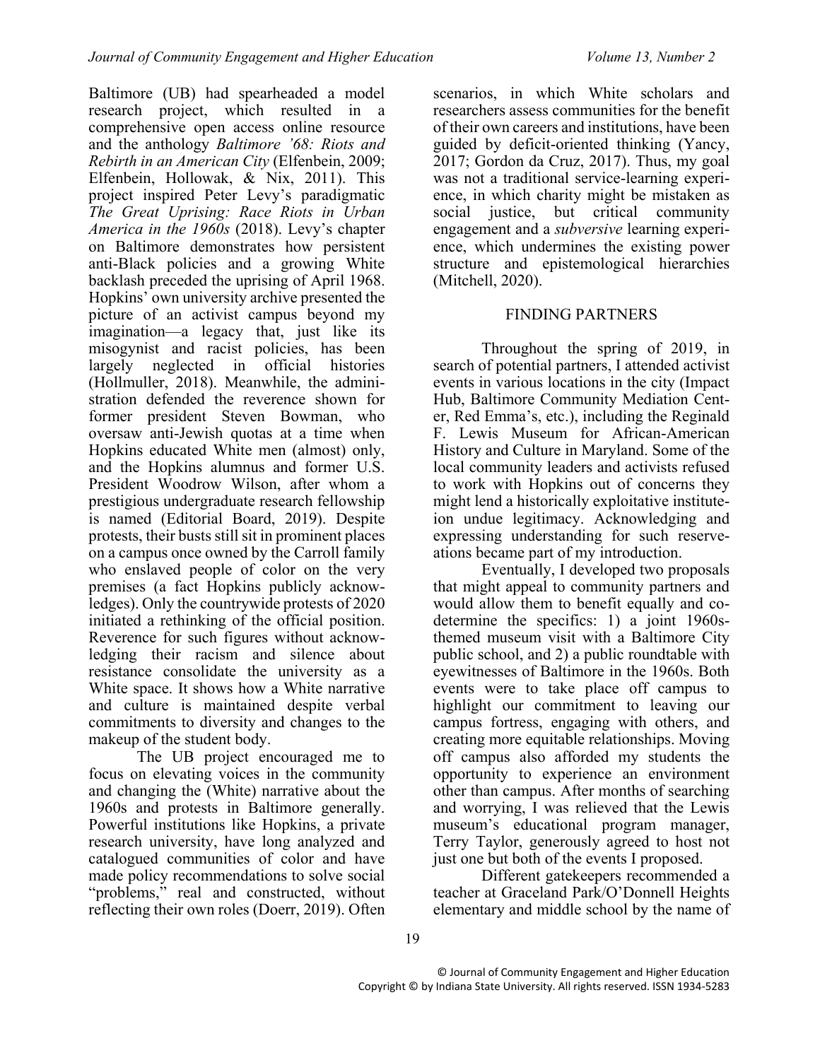Baltimore (UB) had spearheaded a model research project, which resulted in a comprehensive open access online resource and the anthology *Baltimore '68: Riots and Rebirth in an American City* (Elfenbein, 2009; Elfenbein, Hollowak, & Nix, 2011). This project inspired Peter Levy's paradigmatic *The Great Uprising: Race Riots in Urban America in the 1960s* (2018). Levy's chapter on Baltimore demonstrates how persistent anti-Black policies and a growing White backlash preceded the uprising of April 1968. Hopkins' own university archive presented the picture of an activist campus beyond my imagination—a legacy that, just like its misogynist and racist policies, has been largely neglected in official histories (Hollmuller, 2018). Meanwhile, the administration defended the reverence shown for former president Steven Bowman, who oversaw anti-Jewish quotas at a time when Hopkins educated White men (almost) only, and the Hopkins alumnus and former U.S. President Woodrow Wilson, after whom a prestigious undergraduate research fellowship is named (Editorial Board, 2019). Despite protests, their busts still sit in prominent places on a campus once owned by the Carroll family who enslaved people of color on the very premises (a fact Hopkins publicly acknowledges). Only the countrywide protests of 2020 initiated a rethinking of the official position. Reverence for such figures without acknowledging their racism and silence about resistance consolidate the university as a White space. It shows how a White narrative and culture is maintained despite verbal commitments to diversity and changes to the makeup of the student body.

The UB project encouraged me to focus on elevating voices in the community and changing the (White) narrative about the 1960s and protests in Baltimore generally. Powerful institutions like Hopkins, a private research university, have long analyzed and catalogued communities of color and have made policy recommendations to solve social "problems," real and constructed, without reflecting their own roles (Doerr, 2019). Often scenarios, in which White scholars and researchers assess communities for the benefit of their own careers and institutions, have been guided by deficit-oriented thinking (Yancy, 2017; Gordon da Cruz, 2017). Thus, my goal was not a traditional service-learning experience, in which charity might be mistaken as social justice, but critical community engagement and a *subversive* learning experience, which undermines the existing power structure and epistemological hierarchies (Mitchell, 2020).

## FINDING PARTNERS

Throughout the spring of 2019, in search of potential partners, I attended activist events in various locations in the city (Impact Hub, Baltimore Community Mediation Center, Red Emma's, etc.), including the Reginald F. Lewis Museum for African-American History and Culture in Maryland. Some of the local community leaders and activists refused to work with Hopkins out of concerns they might lend a historically exploitative institution undue legitimacy. Acknowledging and expressing understanding for such reservations became part of my introduction.

Eventually, I developed two proposals that might appeal to community partners and would allow them to benefit equally and co-determine the specifics: 1) a joint 1960s-themed museum visit with a Baltimore City public school, and 2) a public roundtable with eyewitnesses of Baltimore in the 1960s. Both events were to take place off campus to highlight our commitment to leaving our campus fortress, engaging with others, and creating more equitable relationships. Moving off campus also afforded my students the opportunity to experience an environment other than campus. After months of searching and worrying, I was relieved that the Lewis museum's educational program manager, Terry Taylor, generously agreed to host not just one but both of the events I proposed.

Different gatekeepers recommended a teacher at Graceland Park/O'Donnell Heights elementary and middle school by the name of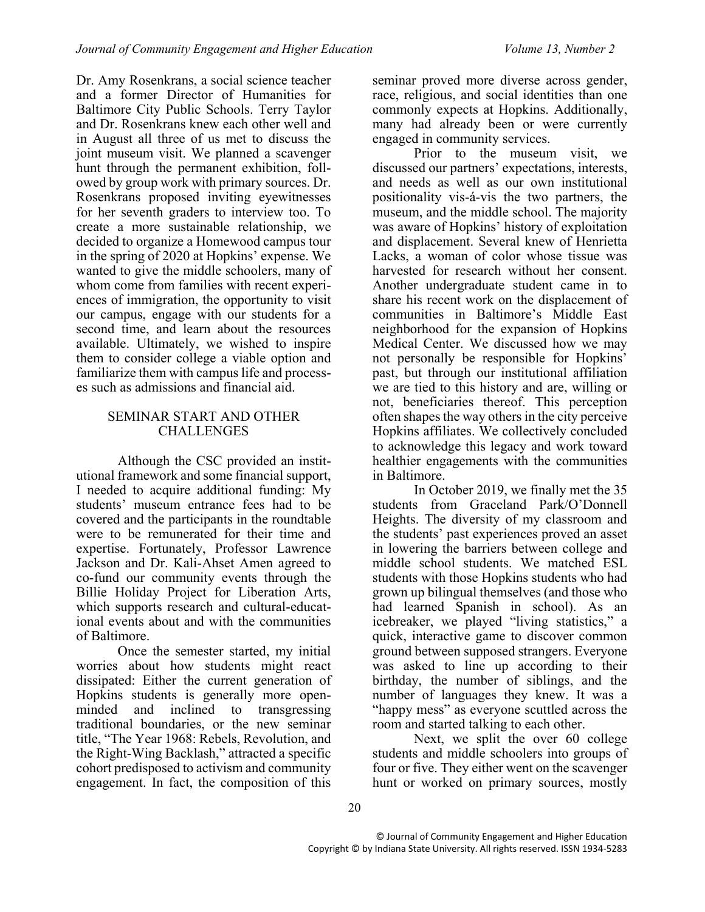Dr. Amy Rosenkrans, a social science teacher and a former Director of Humanities for Baltimore City Public Schools. Terry Taylor and Dr. Rosenkrans knew each other well and in August all three of us met to discuss the joint museum visit. We planned a scavenger hunt through the permanent exhibition, followed by group work with primary sources. Dr. Rosenkrans proposed inviting eyewitnesses for her seventh graders to interview too. To create a more sustainable relationship, we decided to organize a Homewood campus tour in the spring of 2020 at Hopkins' expense. We wanted to give the middle schoolers, many of whom come from families with recent experiences of immigration, the opportunity to visit our campus, engage with our students for a second time, and learn about the resources available. Ultimately, we wished to inspire them to consider college a viable option and familiarize them with campus life and processes such as admissions and financial aid.

## SEMINAR START AND OTHER CHALLENGES

Although the CSC provided an institutional framework and some financial support, I needed to acquire additional funding: My students' museum entrance fees had to be covered and the participants in the roundtable were to be remunerated for their time and expertise. Fortunately, Professor Lawrence Jackson and Dr. Kali-Ahset Amen agreed to co-fund our community events through the Billie Holiday Project for Liberation Arts, which supports research and cultural-educational events about and with the communities of Baltimore.

Once the semester started, my initial worries about how students might react dissipated: Either the current generation of Hopkins students is generally more open-minded and inclined to transgressing traditional boundaries, or the new seminar title, "The Year 1968: Rebels, Revolution, and the Right-Wing Backlash," attracted a specific cohort predisposed to activism and community engagement. In fact, the composition of this seminar proved more diverse across gender, race, religious, and social identities than one commonly expects at Hopkins. Additionally, many had already been or were currently engaged in community services.

Prior to the museum visit, we discussed our partners' expectations, interests, and needs as well as our own institutional positionality vis-á-vis the two partners, the museum, and the middle school. The majority was aware of Hopkins' history of exploitation and displacement. Several knew of Henrietta Lacks, a woman of color whose tissue was harvested for research without her consent. Another undergraduate student came in to share his recent work on the displacement of communities in Baltimore's Middle East neighborhood for the expansion of Hopkins Medical Center. We discussed how we may not personally be responsible for Hopkins' past, but through our institutional affiliation we are tied to this history and are, willing or not, beneficiaries thereof. This perception often shapes the way others in the city perceive Hopkins affiliates. We collectively concluded to acknowledge this legacy and work toward healthier engagements with the communities in Baltimore.

In October 2019, we finally met the 35 students from Graceland Park/O'Donnell Heights. The diversity of my classroom and the students' past experiences proved an asset in lowering the barriers between college and middle school students. We matched ESL students with those Hopkins students who had grown up bilingual themselves (and those who had learned Spanish in school). As an icebreaker, we played "living statistics," a quick, interactive game to discover common ground between supposed strangers. Everyone was asked to line up according to their birthday, the number of siblings, and the number of languages they knew. It was a "happy mess" as everyone scuttled across the room and started talking to each other.

Next, we split the over 60 college students and middle schoolers into groups of four or five. They either went on the scavenger hunt or worked on primary sources, mostly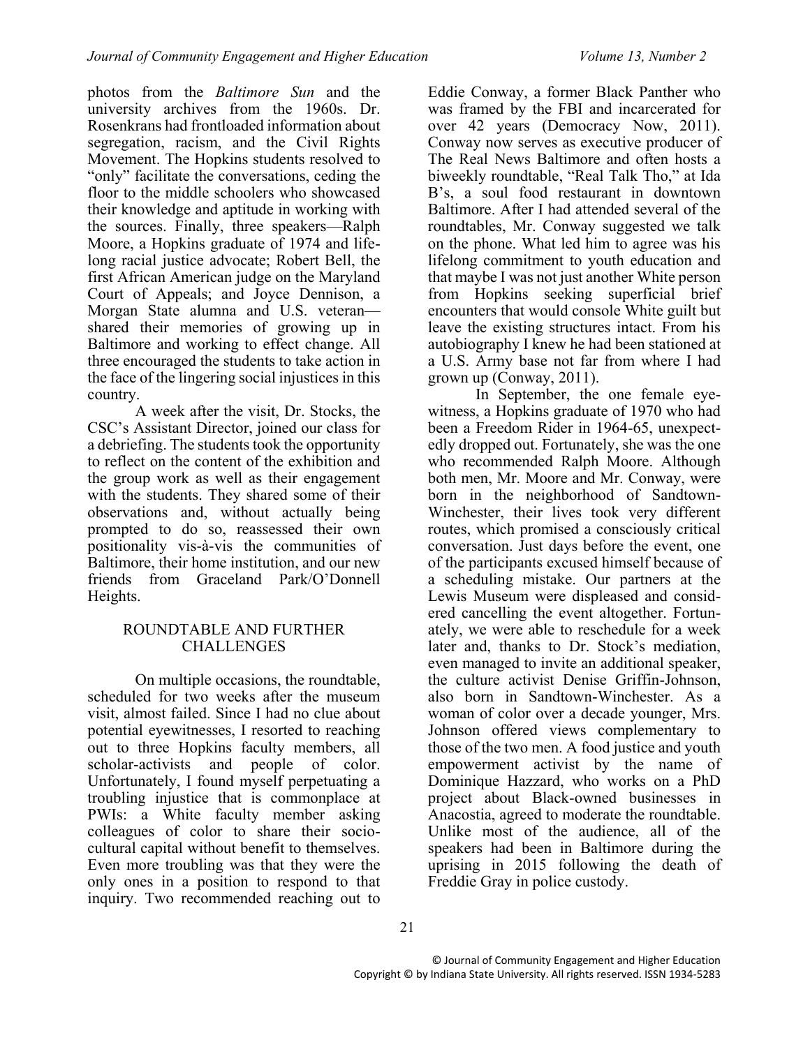photos from the *Baltimore Sun* and the university archives from the 1960s. Dr. Rosenkrans had frontloaded information about segregation, racism, and the Civil Rights Movement. The Hopkins students resolved to "only" facilitate the conversations, ceding the floor to the middle schoolers who showcased their knowledge and aptitude in working with the sources. Finally, three speakers—Ralph Moore, a Hopkins graduate of 1974 and lifelong racial justice advocate; Robert Bell, the first African American judge on the Maryland Court of Appeals; and Joyce Dennison, a Morgan State alumna and U.S. veteran—shared their memories of growing up in Baltimore and working to effect change. All three encouraged the students to take action in the face of the lingering social injustices in this country.

A week after the visit, Dr. Stocks, the CSC's Assistant Director, joined our class for a debriefing. The students took the opportunity to reflect on the content of the exhibition and the group work as well as their engagement with the students. They shared some of their observations and, without actually being prompted to do so, reassessed their own positionality vis-à-vis the communities of Baltimore, their home institution, and our new friends from Graceland Park/O'Donnell Heights.

## ROUNDTABLE AND FURTHER CHALLENGES

On multiple occasions, the roundtable, scheduled for two weeks after the museum visit, almost failed. Since I had no clue about potential eyewitnesses, I resorted to reaching out to three Hopkins faculty members, all scholar-activists and people of color. Unfortunately, I found myself perpetuating a troubling injustice that is commonplace at PWIs: a White faculty member asking colleagues of color to share their sociocultural capital without benefit to themselves. Even more troubling was that they were the only ones in a position to respond to that inquiry. Two recommended reaching out to Eddie Conway, a former Black Panther who was framed by the FBI and incarcerated for over 42 years (Democracy Now, 2011). Conway now serves as executive producer of The Real News Baltimore and often hosts a biweekly roundtable, "Real Talk Tho," at Ida B's, a soul food restaurant in downtown Baltimore. After I had attended several of the roundtables, Mr. Conway suggested we talk on the phone. What led him to agree was his lifelong commitment to youth education and that maybe I was not just another White person from Hopkins seeking superficial brief encounters that would console White guilt but leave the existing structures intact. From his autobiography I knew he had been stationed at a U.S. Army base not far from where I had grown up (Conway, 2011).

In September, the one female eyewitness, a Hopkins graduate of 1970 who had been a Freedom Rider in 1964-65, unexpectedly dropped out. Fortunately, she was the one who recommended Ralph Moore. Although both men, Mr. Moore and Mr. Conway, were born in the neighborhood of Sandtown-Winchester, their lives took very different routes, which promised a consciously critical conversation. Just days before the event, one of the participants excused himself because of a scheduling mistake. Our partners at the Lewis Museum were displeased and considered cancelling the event altogether. Fortunately, we were able to reschedule for a week later and, thanks to Dr. Stock's mediation, even managed to invite an additional speaker, the culture activist Denise Griffin-Johnson, also born in Sandtown-Winchester. As a woman of color over a decade younger, Mrs. Johnson offered views complementary to those of the two men. A food justice and youth empowerment activist by the name of Dominique Hazzard, who works on a PhD project about Black-owned businesses in Anacostia, agreed to moderate the roundtable. Unlike most of the audience, all of the speakers had been in Baltimore during the uprising in 2015 following the death of Freddie Gray in police custody.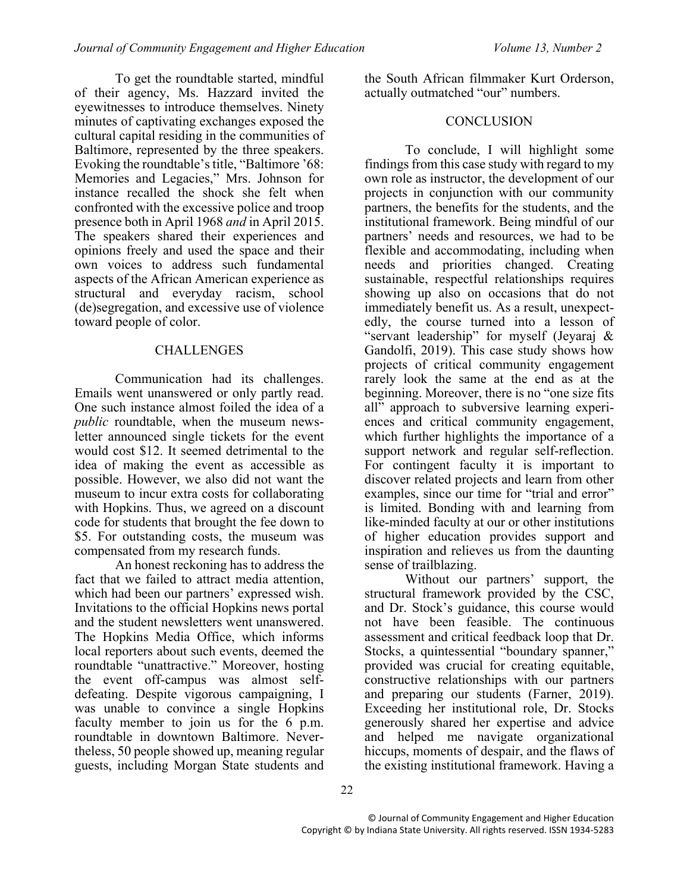To get the roundtable started, mindful of their agency, Ms. Hazzard invited the eyewitnesses to introduce themselves. Ninety minutes of captivating exchanges exposed the cultural capital residing in the communities of Baltimore, represented by the three speakers. Evoking the roundtable's title, "Baltimore '68: Memories and Legacies," Mrs. Johnson for instance recalled the shock she felt when confronted with the excessive police and troop presence both in April 1968 *and* in April 2015. The speakers shared their experiences and opinions freely and used the space and their own voices to address such fundamental aspects of the African American experience as structural and everyday racism, school (de)segregation, and excessive use of violence toward people of color.

## CHALLENGES

Communication had its challenges. Emails went unanswered or only partly read. One such instance almost foiled the idea of a *public* roundtable, when the museum newsletter announced single tickets for the event would cost $12. It seemed detrimental to the idea of making the event as accessible as possible. However, we also did not want the museum to incur extra costs for collaborating with Hopkins. Thus, we agreed on a discount code for students that brought the fee down to $5. For outstanding costs, the museum was compensated from my research funds.

An honest reckoning has to address the fact that we failed to attract media attention, which had been our partners' expressed wish. Invitations to the official Hopkins news portal and the student newsletters went unanswered. The Hopkins Media Office, which informs local reporters about such events, deemed the roundtable "unattractive." Moreover, hosting the event off-campus was almost self-defeating. Despite vigorous campaigning, I was unable to convince a single Hopkins faculty member to join us for the 6 p.m. roundtable in downtown Baltimore. Nevertheless, 50 people showed up, meaning regular guests, including Morgan State students and the South African filmmaker Kurt Orderson, actually outmatched "our" numbers.

## CONCLUSION

To conclude, I will highlight some findings from this case study with regard to my own role as instructor, the development of our projects in conjunction with our community partners, the benefits for the students, and the institutional framework. Being mindful of our partners' needs and resources, we had to be flexible and accommodating, including when needs and priorities changed. Creating sustainable, respectful relationships requires showing up also on occasions that do not immediately benefit us. As a result, unexpectedly, the course turned into a lesson of "servant leadership" for myself (Jeyaraj & Gandolfi, 2019). This case study shows how projects of critical community engagement rarely look the same at the end as at the beginning. Moreover, there is no "one size fits all" approach to subversive learning experiences and critical community engagement, which further highlights the importance of a support network and regular self-reflection. For contingent faculty it is important to discover related projects and learn from other examples, since our time for "trial and error" is limited. Bonding with and learning from like-minded faculty at our or other institutions of higher education provides support and inspiration and relieves us from the daunting sense of trailblazing.

Without our partners' support, the structural framework provided by the CSC, and Dr. Stock's guidance, this course would not have been feasible. The continuous assessment and critical feedback loop that Dr. Stocks, a quintessential "boundary spanner," provided was crucial for creating equitable, constructive relationships with our partners and preparing our students (Farner, 2019). Exceeding her institutional role, Dr. Stocks generously shared her expertise and advice and helped me navigate organizational hiccups, moments of despair, and the flaws of the existing institutional framework. Having a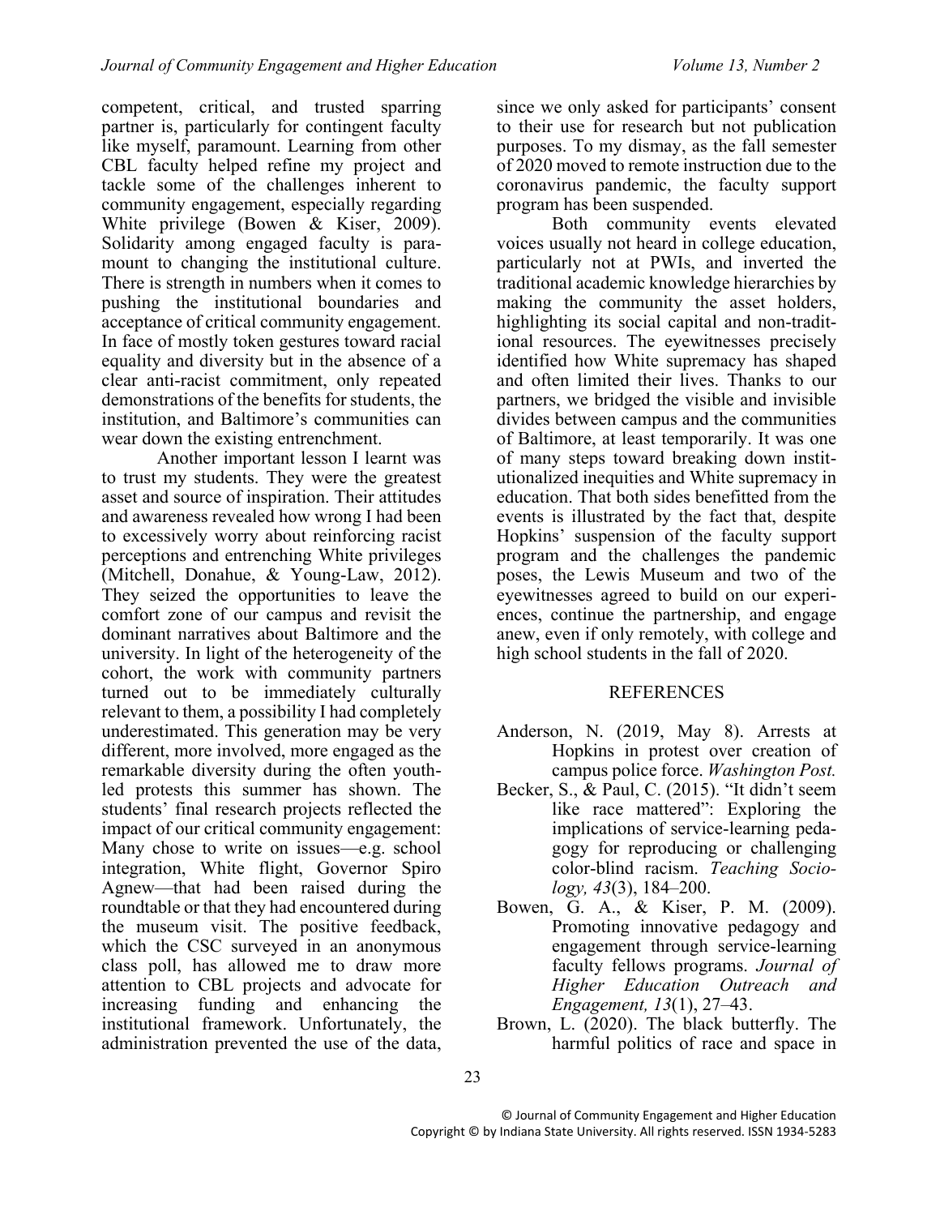competent, critical, and trusted sparring partner is, particularly for contingent faculty like myself, paramount. Learning from other CBL faculty helped refine my project and tackle some of the challenges inherent to community engagement, especially regarding White privilege (Bowen & Kiser, 2009). Solidarity among engaged faculty is paramount to changing the institutional culture. There is strength in numbers when it comes to pushing the institutional boundaries and acceptance of critical community engagement. In face of mostly token gestures toward racial equality and diversity but in the absence of a clear anti-racist commitment, only repeated demonstrations of the benefits for students, the institution, and Baltimore's communities can wear down the existing entrenchment.

Another important lesson I learnt was to trust my students. They were the greatest asset and source of inspiration. Their attitudes and awareness revealed how wrong I had been to excessively worry about reinforcing racist perceptions and entrenching White privileges (Mitchell, Donahue, & Young-Law, 2012). They seized the opportunities to leave the comfort zone of our campus and revisit the dominant narratives about Baltimore and the university. In light of the heterogeneity of the cohort, the work with community partners turned out to be immediately culturally relevant to them, a possibility I had completely underestimated. This generation may be very different, more involved, more engaged as the remarkable diversity during the often youth-led protests this summer has shown. The students' final research projects reflected the impact of our critical community engagement: Many chose to write on issues—e.g. school integration, White flight, Governor Spiro Agnew—that had been raised during the roundtable or that they had encountered during the museum visit. The positive feedback, which the CSC surveyed in an anonymous class poll, has allowed me to draw more attention to CBL projects and advocate for increasing funding and enhancing the institutional framework. Unfortunately, the administration prevented the use of the data, since we only asked for participants' consent to their use for research but not publication purposes. To my dismay, as the fall semester of 2020 moved to remote instruction due to the coronavirus pandemic, the faculty support program has been suspended.

Both community events elevated voices usually not heard in college education, particularly not at PWIs, and inverted the traditional academic knowledge hierarchies by making the community the asset holders, highlighting its social capital and non-traditional resources. The eyewitnesses precisely identified how White supremacy has shaped and often limited their lives. Thanks to our partners, we bridged the visible and invisible divides between campus and the communities of Baltimore, at least temporarily. It was one of many steps toward breaking down institutionalized inequities and White supremacy in education. That both sides benefitted from the events is illustrated by the fact that, despite Hopkins' suspension of the faculty support program and the challenges the pandemic poses, the Lewis Museum and two of the eyewitnesses agreed to build on our experiences, continue the partnership, and engage anew, even if only remotely, with college and high school students in the fall of 2020.

## REFERENCES

Anderson, N. (2019, May 8). Arrests at Hopkins in protest over creation of campus police force. *Washington Post.*

Becker, S., & Paul, C. (2015). "It didn't seem like race mattered": Exploring the implications of service-learning pedagogy for reproducing or challenging color-blind racism. *Teaching Sociology, 43*(3), 184–200.

Bowen, G. A., & Kiser, P. M. (2009). Promoting innovative pedagogy and engagement through service-learning faculty fellows programs. *Journal of Higher Education Outreach and Engagement, 13*(1), 27–43.

Brown, L. (2020). The black butterfly. The harmful politics of race and space in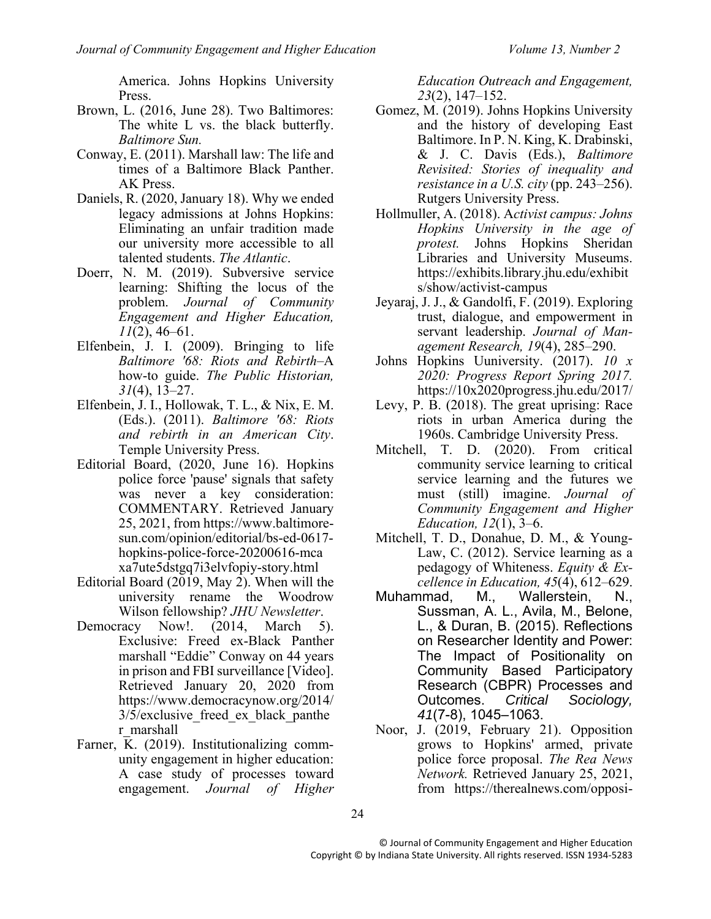America. Johns Hopkins University Press.

Brown, L. (2016, June 28). Two Baltimores: The white L vs. the black butterfly. *Baltimore Sun.*

Conway, E. (2011). Marshall law: The life and times of a Baltimore Black Panther. AK Press.

Daniels, R. (2020, January 18). Why we ended legacy admissions at Johns Hopkins: Eliminating an unfair tradition made our university more accessible to all talented students. *The Atlantic*.

Doerr, N. M. (2019). Subversive service learning: Shifting the locus of the problem. *Journal of Community Engagement and Higher Education, 11*(2), 46–61.

Elfenbein, J. I. (2009). Bringing to life *Baltimore '68: Riots and Rebirth*–A how-to guide. *The Public Historian, 31*(4), 13–27.

Elfenbein, J. I., Hollowak, T. L., & Nix, E. M. (Eds.). (2011). *Baltimore '68: Riots and rebirth in an American City*. Temple University Press.

Editorial Board, (2020, June 16). Hopkins police force 'pause' signals that safety was never a key consideration: COMMENTARY. Retrieved January 25, 2021, from https://www.baltimoresun.com/opinion/editorial/bs-ed-0617-hopkins-police-force-20200616-mcaxa7ute5dstgq7i3elvfopiy-story.html

Editorial Board (2019, May 2). When will the university rename the Woodrow Wilson fellowship? *JHU Newsletter*.

Democracy Now!. (2014, March 5). Exclusive: Freed ex-Black Panther marshall "Eddie" Conway on 44 years in prison and FBI surveillance [Video]. Retrieved January 20, 2020 from https://www.democracynow.org/2014/3/5/exclusive_freed_ex_black_panther_marshall

Farner, K. (2019). Institutionalizing community engagement in higher education: A case study of processes toward engagement. *Journal of Higher Education Outreach and Engagement, 23*(2), 147–152.

Gomez, M. (2019). Johns Hopkins University and the history of developing East Baltimore. In P. N. King, K. Drabinski, & J. C. Davis (Eds.), *Baltimore Revisited: Stories of inequality and resistance in a U.S. city* (pp. 243–256). Rutgers University Press.

Hollmuller, A. (2018). A*ctivist campus: Johns Hopkins University in the age of protest.* Johns Hopkins Sheridan Libraries and University Museums. https://exhibits.library.jhu.edu/exhibits/show/activist-campus

Jeyaraj, J. J., & Gandolfi, F. (2019). Exploring trust, dialogue, and empowerment in servant leadership. *Journal of Management Research, 19*(4), 285–290.

Johns Hopkins Uuniversity. (2017). *10 x 2020: Progress Report Spring 2017.* https://10x2020progress.jhu.edu/2017/

Levy, P. B. (2018). The great uprising: Race riots in urban America during the 1960s. Cambridge University Press.

Mitchell, T. D. (2020). From critical community service learning to critical service learning and the futures we must (still) imagine. *Journal of Community Engagement and Higher Education, 12*(1), 3–6.

Mitchell, T. D., Donahue, D. M., & Young-Law, C. (2012). Service learning as a pedagogy of Whiteness. *Equity & Excellence in Education, 45*(4), 612–629.

Muhammad, M., Wallerstein, N., Sussman, A. L., Avila, M., Belone, L., & Duran, B. (2015). Reflections on Researcher Identity and Power: The Impact of Positionality on Community Based Participatory Research (CBPR) Processes and Outcomes. *Critical Sociology, 41*(7-8), 1045–1063.

Noor, J. (2019, February 21). Opposition grows to Hopkins' armed, private police force proposal. *The Rea News Network.* Retrieved January 25, 2021, from https://therealnews.com/opposi-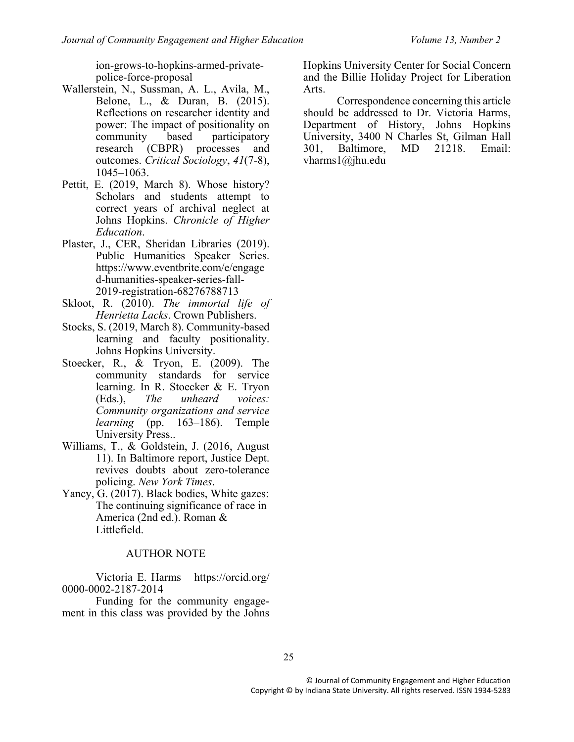ion-grows-to-hopkins-armed-private-police-force-proposal

Wallerstein, N., Sussman, A. L., Avila, M., Belone, L., & Duran, B. (2015). Reflections on researcher identity and power: The impact of positionality on community based participatory research (CBPR) processes and outcomes. *Critical Sociology*, *41*(7-8), 1045–1063.

Pettit, E. (2019, March 8). Whose history? Scholars and students attempt to correct years of archival neglect at Johns Hopkins. *Chronicle of Higher Education*.

Plaster, J., CER, Sheridan Libraries (2019). Public Humanities Speaker Series. https://www.eventbrite.com/e/engaged-humanities-speaker-series-fall-2019-registration-68276788713

Skloot, R. (2010). *The immortal life of Henrietta Lacks*. Crown Publishers.

Stocks, S. (2019, March 8). Community-based learning and faculty positionality. Johns Hopkins University.

Stoecker, R., & Tryon, E. (2009). The community standards for service learning. In R. Stoecker & E. Tryon (Eds.), *The unheard voices: Community organizations and service learning* (pp. 163–186). Temple University Press..

Williams, T., & Goldstein, J. (2016, August 11). In Baltimore report, Justice Dept. revives doubts about zero-tolerance policing. *New York Times*.

Yancy, G. (2017). Black bodies, White gazes: The continuing significance of race in America (2nd ed.). Roman & Littlefield.

## AUTHOR NOTE

Victoria E. Harms https://orcid.org/0000-0002-2187-2014

Funding for the community engagement in this class was provided by the Johns Hopkins University Center for Social Concern and the Billie Holiday Project for Liberation Arts.

Correspondence concerning this article should be addressed to Dr. Victoria Harms, Department of History, Johns Hopkins University, 3400 N Charles St, Gilman Hall 301, Baltimore, MD 21218. Email: vharms1@jhu.edu